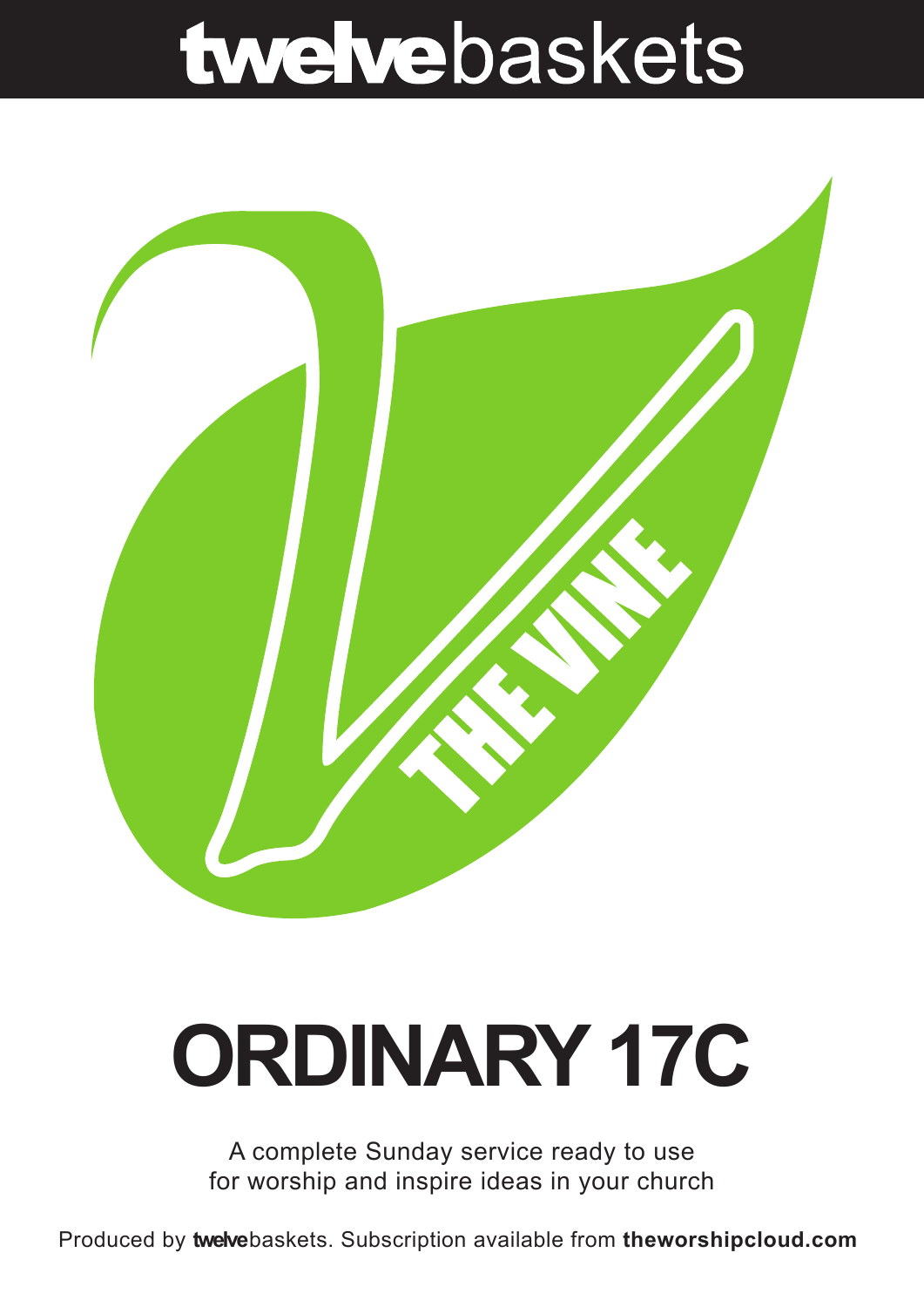# twelvebaskets

THE VINE

# ORDINARY 17C

A complete Sunday service ready to use
for worship and inspire ideas in your church

Produced by **twelve**baskets. Subscription available from **theworshipcloud.com**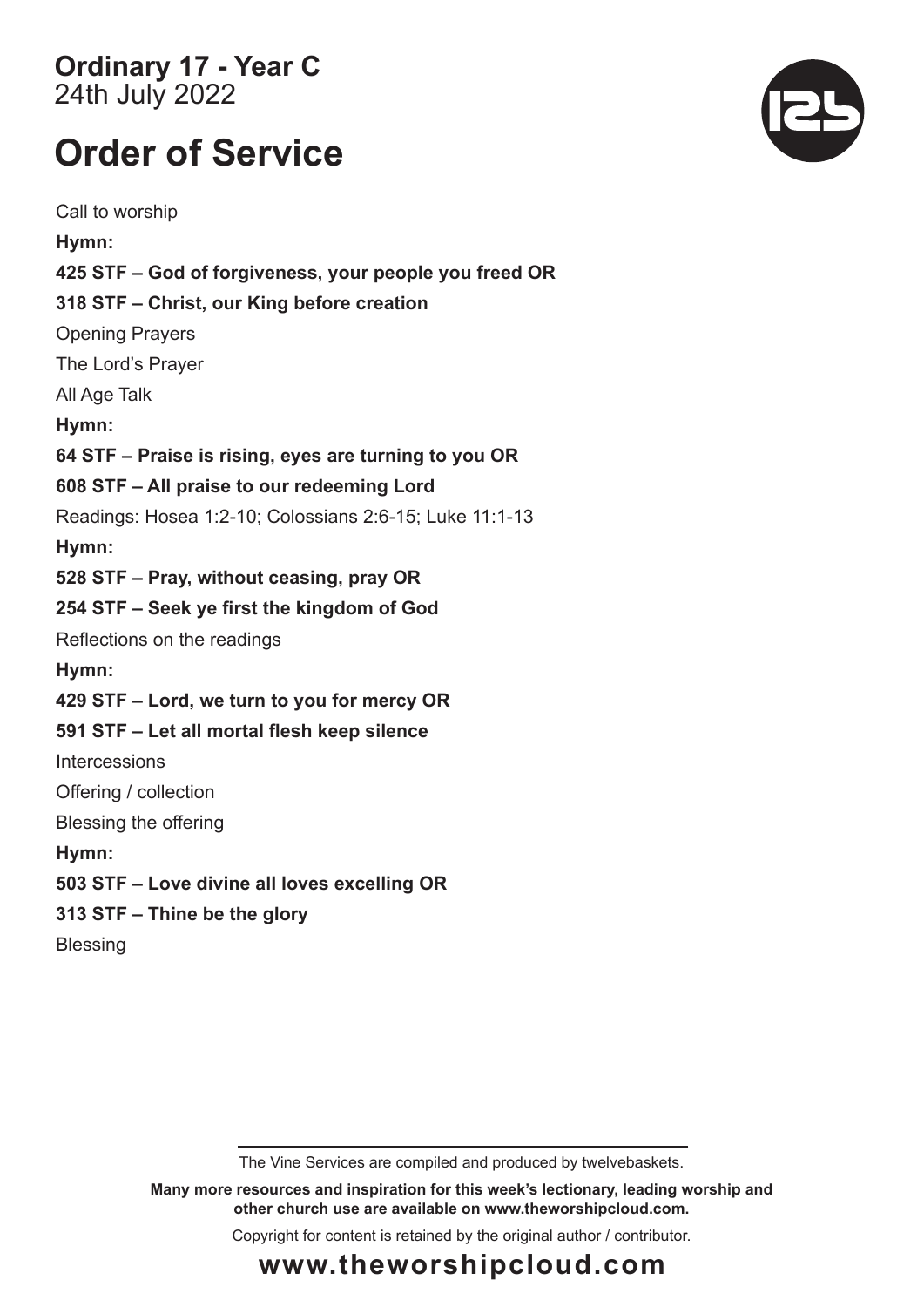**Ordinary 17 - Year C**
24th July 2022

# Order of Service

Call to worship

**Hymn:**

**425 STF – God of forgiveness, your people you freed OR**

**318 STF – Christ, our King before creation**

Opening Prayers

The Lord's Prayer

All Age Talk

**Hymn:**

**64 STF – Praise is rising, eyes are turning to you OR**

**608 STF – All praise to our redeeming Lord**

Readings: Hosea 1:2-10; Colossians 2:6-15; Luke 11:1-13

**Hymn:**

**528 STF – Pray, without ceasing, pray OR**

**254 STF – Seek ye first the kingdom of God**

Reflections on the readings

**Hymn:**

**429 STF – Lord, we turn to you for mercy OR**

**591 STF – Let all mortal flesh keep silence**

Intercessions

Offering / collection

Blessing the offering

**Hymn:**

**503 STF – Love divine all loves excelling OR**

**313 STF – Thine be the glory**

Blessing

---

The Vine Services are compiled and produced by twelvebaskets.

**Many more resources and inspiration for this week's lectionary, leading worship and other church use are available on www.theworshipcloud.com.**

Copyright for content is retained by the original author / contributor.

**www.theworshipcloud.com**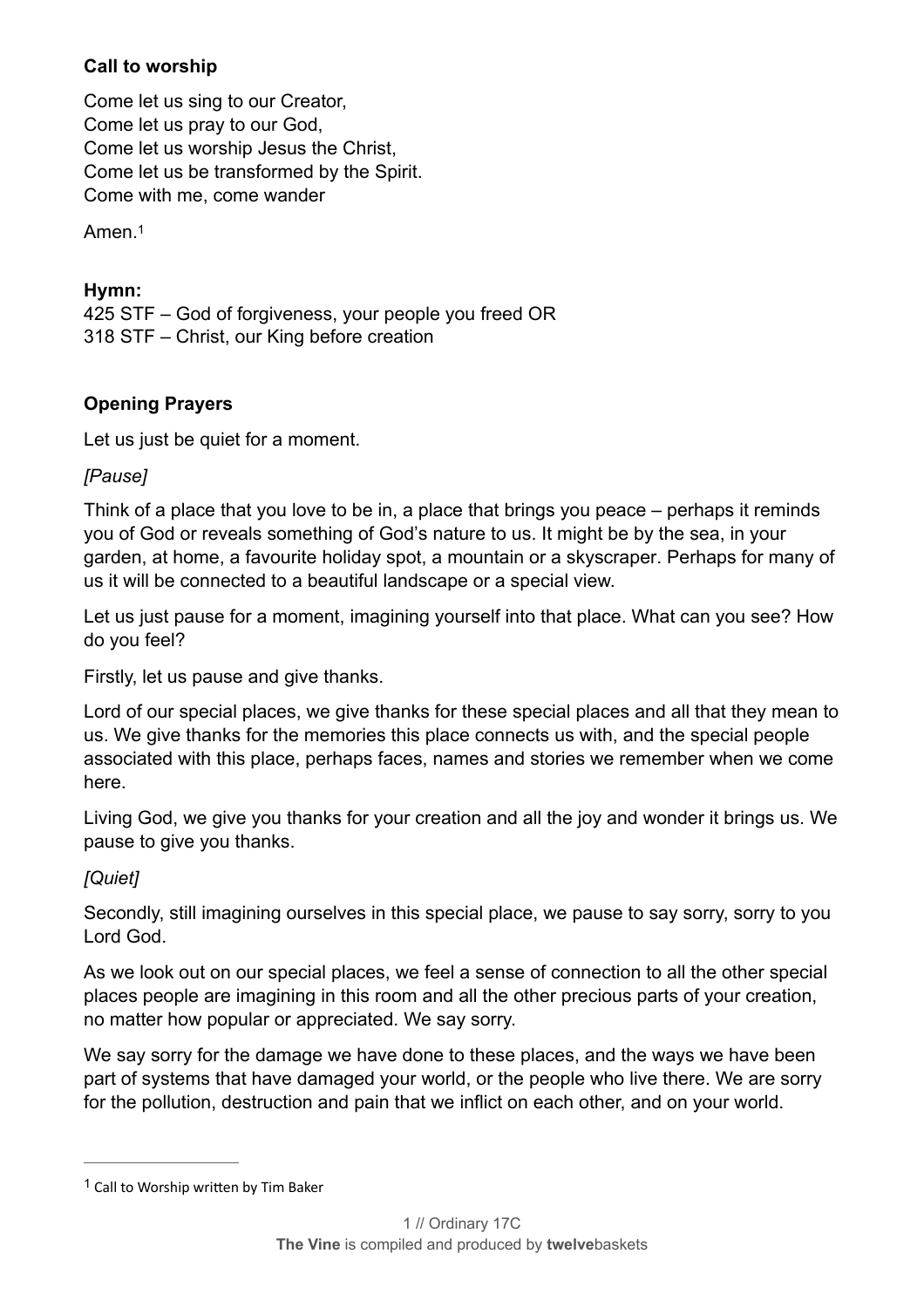**Call to worship**

Come let us sing to our Creator,
Come let us pray to our God,
Come let us worship Jesus the Christ,
Come let us be transformed by the Spirit.
Come with me, come wander

Amen.[1]

**Hymn:**
425 STF – God of forgiveness, your people you freed OR
318 STF – Christ, our King before creation

**Opening Prayers**

Let us just be quiet for a moment.

*[Pause]*

Think of a place that you love to be in, a place that brings you peace – perhaps it reminds you of God or reveals something of God's nature to us. It might be by the sea, in your garden, at home, a favourite holiday spot, a mountain or a skyscraper. Perhaps for many of us it will be connected to a beautiful landscape or a special view.

Let us just pause for a moment, imagining yourself into that place. What can you see? How do you feel?

Firstly, let us pause and give thanks.

Lord of our special places, we give thanks for these special places and all that they mean to us. We give thanks for the memories this place connects us with, and the special people associated with this place, perhaps faces, names and stories we remember when we come here.

Living God, we give you thanks for your creation and all the joy and wonder it brings us. We pause to give you thanks.

*[Quiet]*

Secondly, still imagining ourselves in this special place, we pause to say sorry, sorry to you Lord God.

As we look out on our special places, we feel a sense of connection to all the other special places people are imagining in this room and all the other precious parts of your creation, no matter how popular or appreciated. We say sorry.

We say sorry for the damage we have done to these places, and the ways we have been part of systems that have damaged your world, or the people who live there. We are sorry for the pollution, destruction and pain that we inflict on each other, and on your world.

---

[1] Call to Worship written by Tim Baker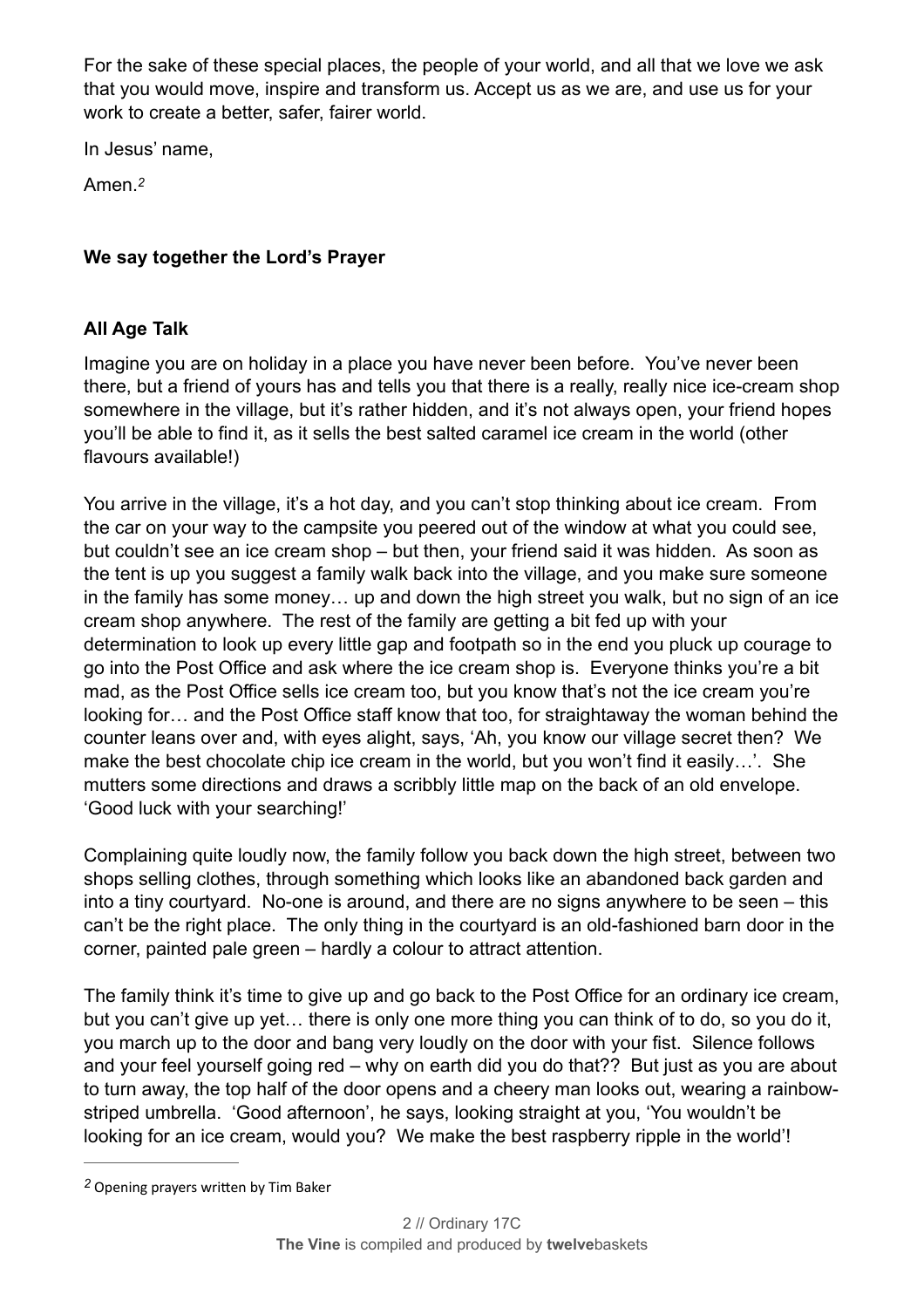For the sake of these special places, the people of your world, and all that we love we ask that you would move, inspire and transform us. Accept us as we are, and use us for your work to create a better, safer, fairer world.

In Jesus' name,

Amen.[2]

**We say together the Lord's Prayer**

**All Age Talk**

Imagine you are on holiday in a place you have never been before. You've never been there, but a friend of yours has and tells you that there is a really, really nice ice-cream shop somewhere in the village, but it's rather hidden, and it's not always open, your friend hopes you'll be able to find it, as it sells the best salted caramel ice cream in the world (other flavours available!)

You arrive in the village, it's a hot day, and you can't stop thinking about ice cream. From the car on your way to the campsite you peered out of the window at what you could see, but couldn't see an ice cream shop – but then, your friend said it was hidden. As soon as the tent is up you suggest a family walk back into the village, and you make sure someone in the family has some money… up and down the high street you walk, but no sign of an ice cream shop anywhere. The rest of the family are getting a bit fed up with your determination to look up every little gap and footpath so in the end you pluck up courage to go into the Post Office and ask where the ice cream shop is. Everyone thinks you're a bit mad, as the Post Office sells ice cream too, but you know that's not the ice cream you're looking for… and the Post Office staff know that too, for straightaway the woman behind the counter leans over and, with eyes alight, says, 'Ah, you know our village secret then? We make the best chocolate chip ice cream in the world, but you won't find it easily…'. She mutters some directions and draws a scribbly little map on the back of an old envelope. 'Good luck with your searching!'

Complaining quite loudly now, the family follow you back down the high street, between two shops selling clothes, through something which looks like an abandoned back garden and into a tiny courtyard. No-one is around, and there are no signs anywhere to be seen – this can't be the right place. The only thing in the courtyard is an old-fashioned barn door in the corner, painted pale green – hardly a colour to attract attention.

The family think it's time to give up and go back to the Post Office for an ordinary ice cream, but you can't give up yet… there is only one more thing you can think of to do, so you do it, you march up to the door and bang very loudly on the door with your fist. Silence follows and your feel yourself going red – why on earth did you do that?? But just as you are about to turn away, the top half of the door opens and a cheery man looks out, wearing a rainbow-striped umbrella. 'Good afternoon', he says, looking straight at you, 'You wouldn't be looking for an ice cream, would you? We make the best raspberry ripple in the world'!

---

[2] Opening prayers written by Tim Baker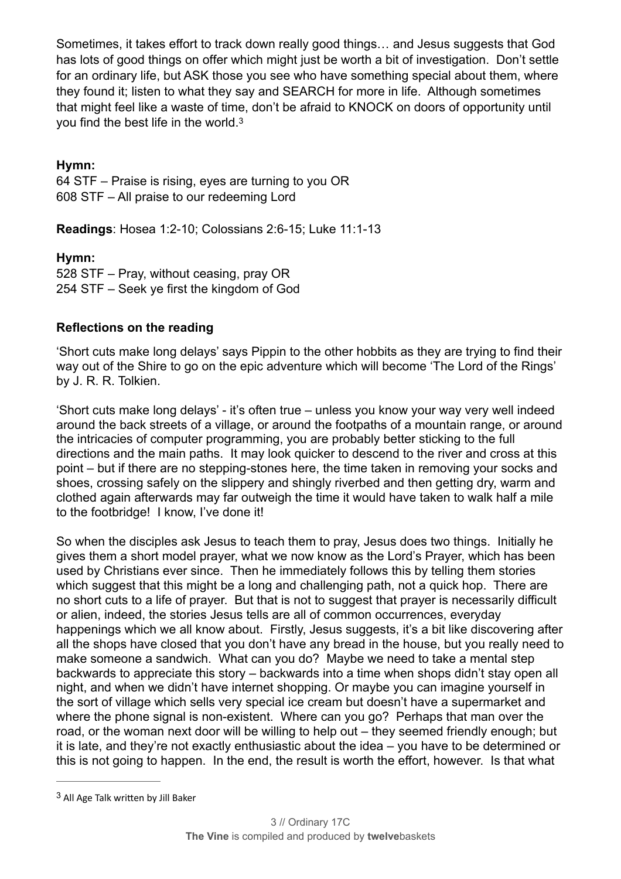Sometimes, it takes effort to track down really good things… and Jesus suggests that God has lots of good things on offer which might just be worth a bit of investigation. Don't settle for an ordinary life, but ASK those you see who have something special about them, where they found it; listen to what they say and SEARCH for more in life. Although sometimes that might feel like a waste of time, don't be afraid to KNOCK on doors of opportunity until you find the best life in the world.[3]

**Hymn:**
64 STF – Praise is rising, eyes are turning to you OR
608 STF – All praise to our redeeming Lord

**Readings**: Hosea 1:2-10; Colossians 2:6-15; Luke 11:1-13

**Hymn:**
528 STF – Pray, without ceasing, pray OR
254 STF – Seek ye first the kingdom of God

**Reflections on the reading**

'Short cuts make long delays' says Pippin to the other hobbits as they are trying to find their way out of the Shire to go on the epic adventure which will become 'The Lord of the Rings' by J. R. R. Tolkien.

'Short cuts make long delays' - it's often true – unless you know your way very well indeed around the back streets of a village, or around the footpaths of a mountain range, or around the intricacies of computer programming, you are probably better sticking to the full directions and the main paths. It may look quicker to descend to the river and cross at this point – but if there are no stepping-stones here, the time taken in removing your socks and shoes, crossing safely on the slippery and shingly riverbed and then getting dry, warm and clothed again afterwards may far outweigh the time it would have taken to walk half a mile to the footbridge! I know, I've done it!

So when the disciples ask Jesus to teach them to pray, Jesus does two things. Initially he gives them a short model prayer, what we now know as the Lord's Prayer, which has been used by Christians ever since. Then he immediately follows this by telling them stories which suggest that this might be a long and challenging path, not a quick hop. There are no short cuts to a life of prayer. But that is not to suggest that prayer is necessarily difficult or alien, indeed, the stories Jesus tells are all of common occurrences, everyday happenings which we all know about. Firstly, Jesus suggests, it's a bit like discovering after all the shops have closed that you don't have any bread in the house, but you really need to make someone a sandwich. What can you do? Maybe we need to take a mental step backwards to appreciate this story – backwards into a time when shops didn't stay open all night, and when we didn't have internet shopping. Or maybe you can imagine yourself in the sort of village which sells very special ice cream but doesn't have a supermarket and where the phone signal is non-existent. Where can you go? Perhaps that man over the road, or the woman next door will be willing to help out – they seemed friendly enough; but it is late, and they're not exactly enthusiastic about the idea – you have to be determined or this is not going to happen. In the end, the result is worth the effort, however. Is that what

[3] All Age Talk written by Jill Baker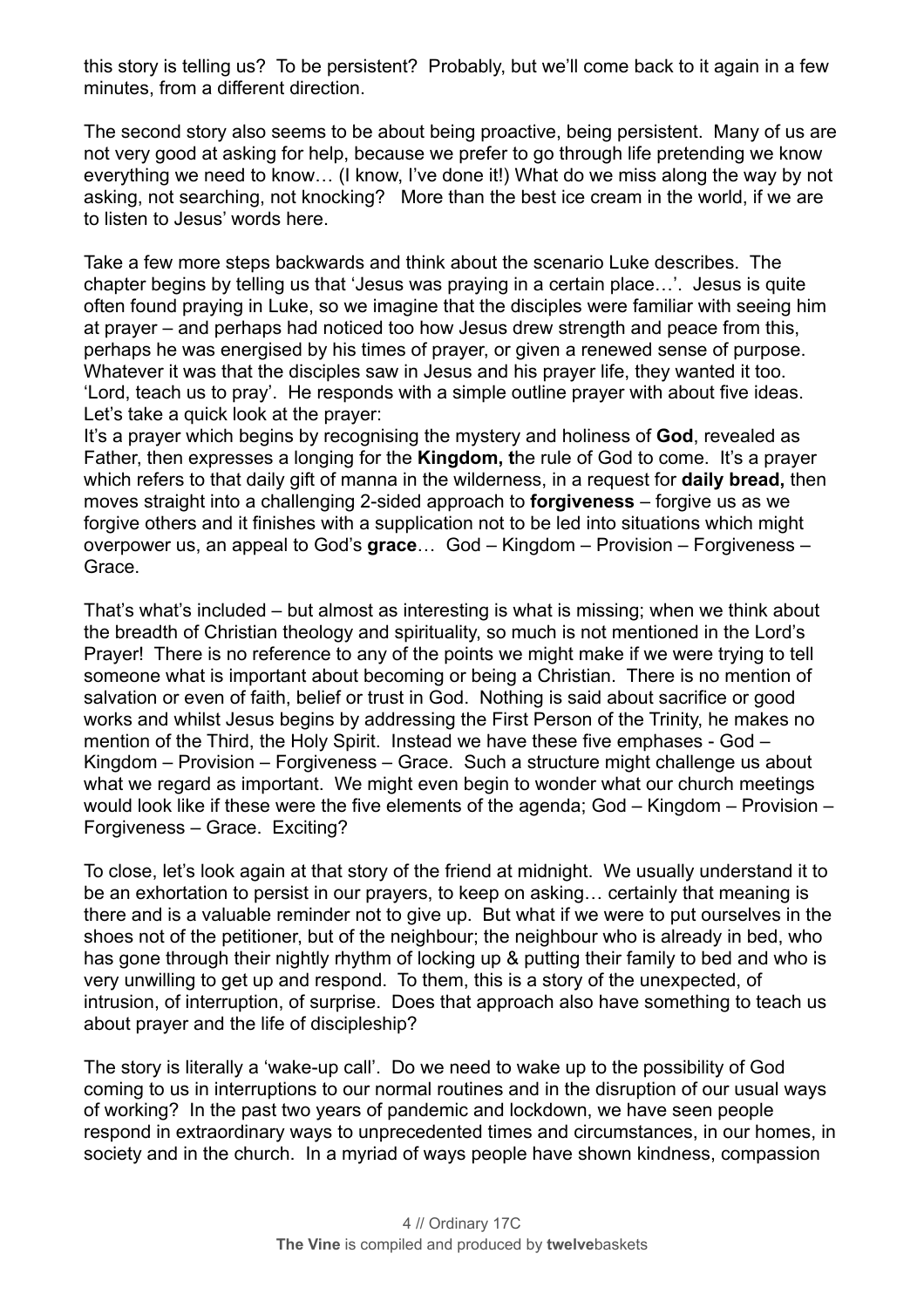this story is telling us? To be persistent? Probably, but we'll come back to it again in a few minutes, from a different direction.

The second story also seems to be about being proactive, being persistent. Many of us are not very good at asking for help, because we prefer to go through life pretending we know everything we need to know… (I know, I've done it!) What do we miss along the way by not asking, not searching, not knocking? More than the best ice cream in the world, if we are to listen to Jesus' words here.

Take a few more steps backwards and think about the scenario Luke describes. The chapter begins by telling us that 'Jesus was praying in a certain place…'. Jesus is quite often found praying in Luke, so we imagine that the disciples were familiar with seeing him at prayer – and perhaps had noticed too how Jesus drew strength and peace from this, perhaps he was energised by his times of prayer, or given a renewed sense of purpose. Whatever it was that the disciples saw in Jesus and his prayer life, they wanted it too. 'Lord, teach us to pray'. He responds with a simple outline prayer with about five ideas. Let's take a quick look at the prayer:
It's a prayer which begins by recognising the mystery and holiness of **God**, revealed as Father, then expresses a longing for the **Kingdom, t**he rule of God to come. It's a prayer which refers to that daily gift of manna in the wilderness, in a request for **daily bread,** then moves straight into a challenging 2-sided approach to **forgiveness** – forgive us as we forgive others and it finishes with a supplication not to be led into situations which might overpower us, an appeal to God's **grace**… God – Kingdom – Provision – Forgiveness – Grace.

That's what's included – but almost as interesting is what is missing; when we think about the breadth of Christian theology and spirituality, so much is not mentioned in the Lord's Prayer! There is no reference to any of the points we might make if we were trying to tell someone what is important about becoming or being a Christian. There is no mention of salvation or even of faith, belief or trust in God. Nothing is said about sacrifice or good works and whilst Jesus begins by addressing the First Person of the Trinity, he makes no mention of the Third, the Holy Spirit. Instead we have these five emphases - God – Kingdom – Provision – Forgiveness – Grace. Such a structure might challenge us about what we regard as important. We might even begin to wonder what our church meetings would look like if these were the five elements of the agenda; God – Kingdom – Provision – Forgiveness – Grace. Exciting?

To close, let's look again at that story of the friend at midnight. We usually understand it to be an exhortation to persist in our prayers, to keep on asking… certainly that meaning is there and is a valuable reminder not to give up. But what if we were to put ourselves in the shoes not of the petitioner, but of the neighbour; the neighbour who is already in bed, who has gone through their nightly rhythm of locking up & putting their family to bed and who is very unwilling to get up and respond. To them, this is a story of the unexpected, of intrusion, of interruption, of surprise. Does that approach also have something to teach us about prayer and the life of discipleship?

The story is literally a 'wake-up call'. Do we need to wake up to the possibility of God coming to us in interruptions to our normal routines and in the disruption of our usual ways of working? In the past two years of pandemic and lockdown, we have seen people respond in extraordinary ways to unprecedented times and circumstances, in our homes, in society and in the church. In a myriad of ways people have shown kindness, compassion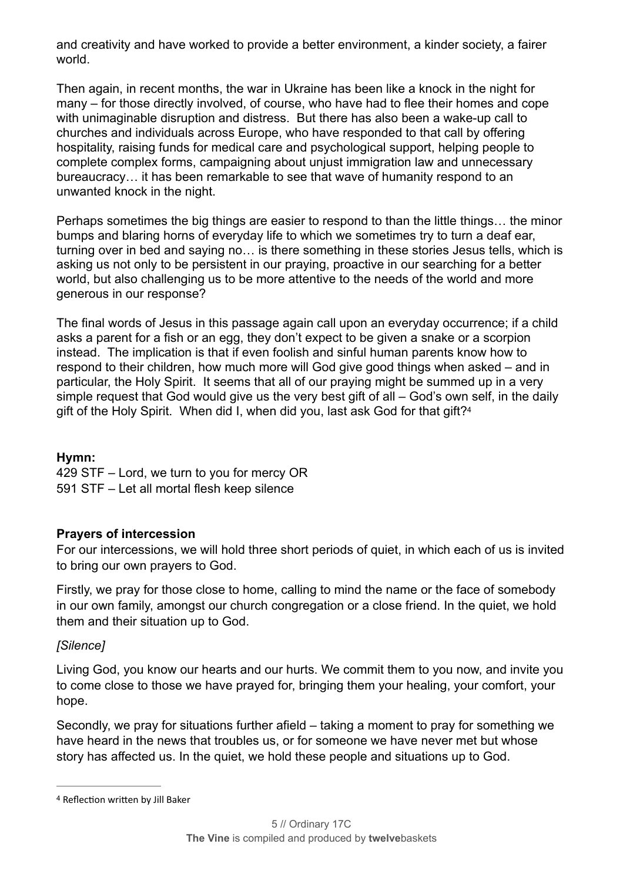and creativity and have worked to provide a better environment, a kinder society, a fairer world.

Then again, in recent months, the war in Ukraine has been like a knock in the night for many – for those directly involved, of course, who have had to flee their homes and cope with unimaginable disruption and distress. But there has also been a wake-up call to churches and individuals across Europe, who have responded to that call by offering hospitality, raising funds for medical care and psychological support, helping people to complete complex forms, campaigning about unjust immigration law and unnecessary bureaucracy… it has been remarkable to see that wave of humanity respond to an unwanted knock in the night.

Perhaps sometimes the big things are easier to respond to than the little things… the minor bumps and blaring horns of everyday life to which we sometimes try to turn a deaf ear, turning over in bed and saying no… is there something in these stories Jesus tells, which is asking us not only to be persistent in our praying, proactive in our searching for a better world, but also challenging us to be more attentive to the needs of the world and more generous in our response?

The final words of Jesus in this passage again call upon an everyday occurrence; if a child asks a parent for a fish or an egg, they don't expect to be given a snake or a scorpion instead. The implication is that if even foolish and sinful human parents know how to respond to their children, how much more will God give good things when asked – and in particular, the Holy Spirit. It seems that all of our praying might be summed up in a very simple request that God would give us the very best gift of all – God's own self, in the daily gift of the Holy Spirit. When did I, when did you, last ask God for that gift?[4]

**Hymn:**
429 STF – Lord, we turn to you for mercy OR
591 STF – Let all mortal flesh keep silence

**Prayers of intercession**

For our intercessions, we will hold three short periods of quiet, in which each of us is invited to bring our own prayers to God.

Firstly, we pray for those close to home, calling to mind the name or the face of somebody in our own family, amongst our church congregation or a close friend. In the quiet, we hold them and their situation up to God.

*[Silence]*

Living God, you know our hearts and our hurts. We commit them to you now, and invite you to come close to those we have prayed for, bringing them your healing, your comfort, your hope.

Secondly, we pray for situations further afield – taking a moment to pray for something we have heard in the news that troubles us, or for someone we have never met but whose story has affected us. In the quiet, we hold these people and situations up to God.

---

[4] Reflection written by Jill Baker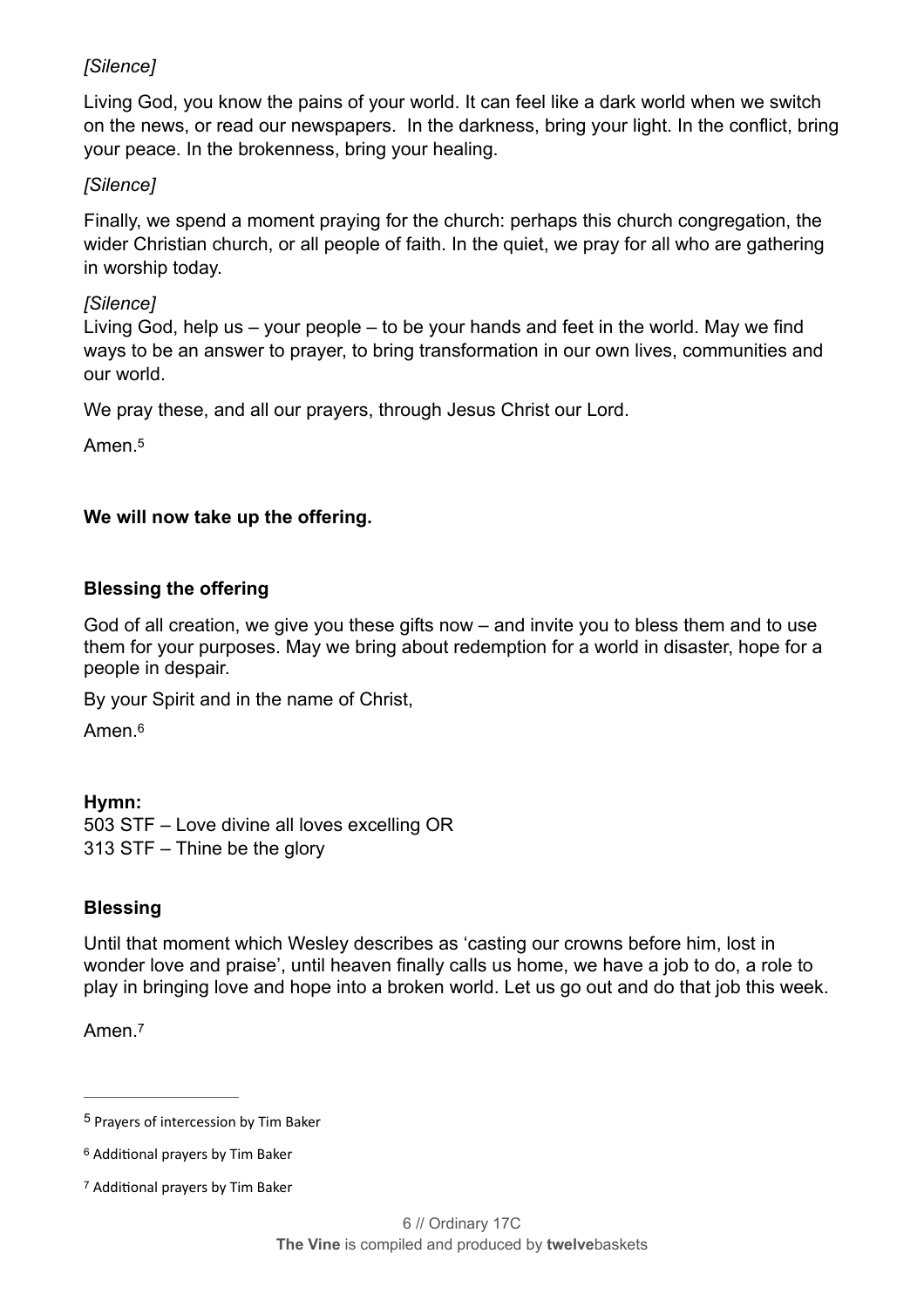*[Silence]*

Living God, you know the pains of your world. It can feel like a dark world when we switch on the news, or read our newspapers. In the darkness, bring your light. In the conflict, bring your peace. In the brokenness, bring your healing.

*[Silence]*

Finally, we spend a moment praying for the church: perhaps this church congregation, the wider Christian church, or all people of faith. In the quiet, we pray for all who are gathering in worship today.

*[Silence]*

Living God, help us – your people – to be your hands and feet in the world. May we find ways to be an answer to prayer, to bring transformation in our own lives, communities and our world.

We pray these, and all our prayers, through Jesus Christ our Lord.

Amen.[5]

**We will now take up the offering.**

**Blessing the offering**

God of all creation, we give you these gifts now – and invite you to bless them and to use them for your purposes. May we bring about redemption for a world in disaster, hope for a people in despair.

By your Spirit and in the name of Christ,

Amen.[6]

**Hymn:**
503 STF – Love divine all loves excelling OR
313 STF – Thine be the glory

**Blessing**

Until that moment which Wesley describes as 'casting our crowns before him, lost in wonder love and praise', until heaven finally calls us home, we have a job to do, a role to play in bringing love and hope into a broken world. Let us go out and do that job this week.

Amen.[7]

---

[5] Prayers of intercession by Tim Baker

[6] Additional prayers by Tim Baker

[7] Additional prayers by Tim Baker